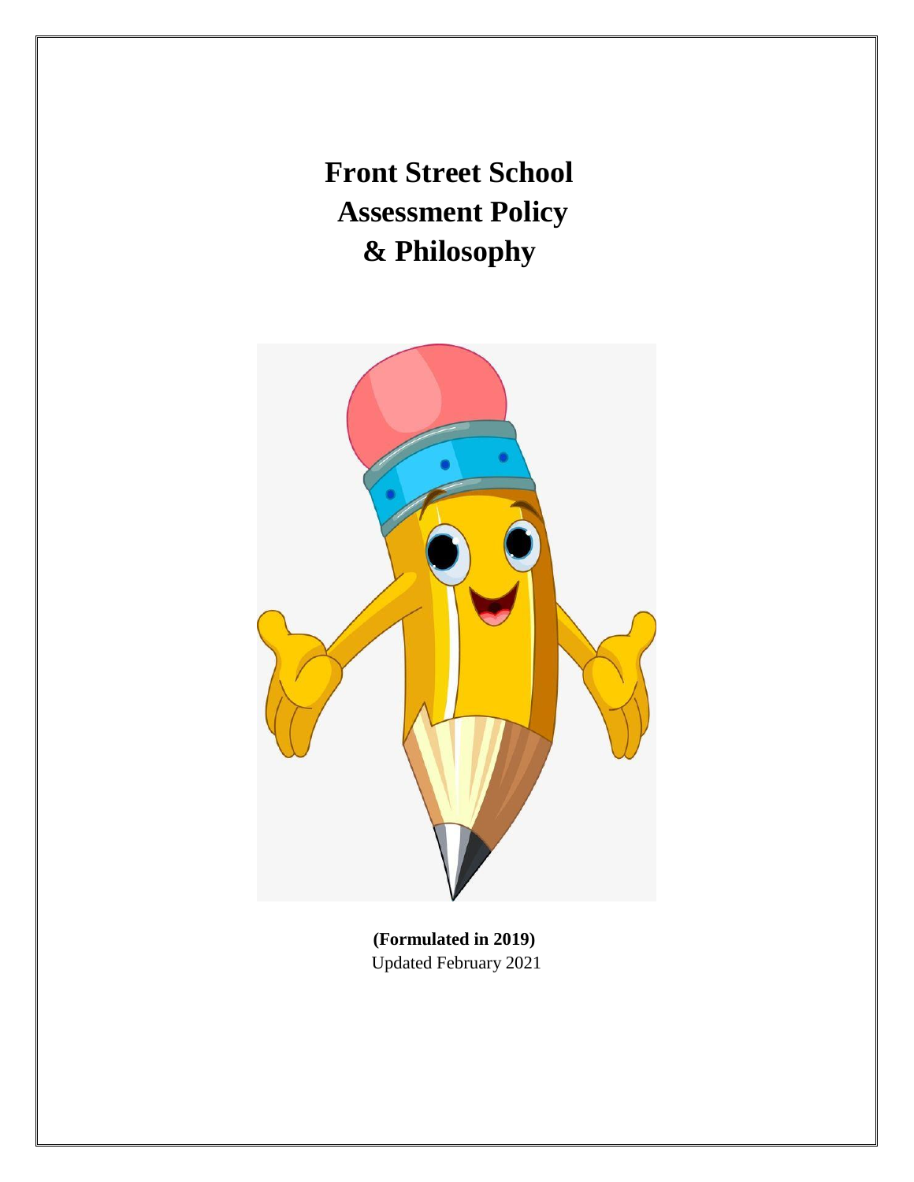# Front Street School Assessment Policy & Philosophy

**(Formulated in 2019)**
Updated February 2021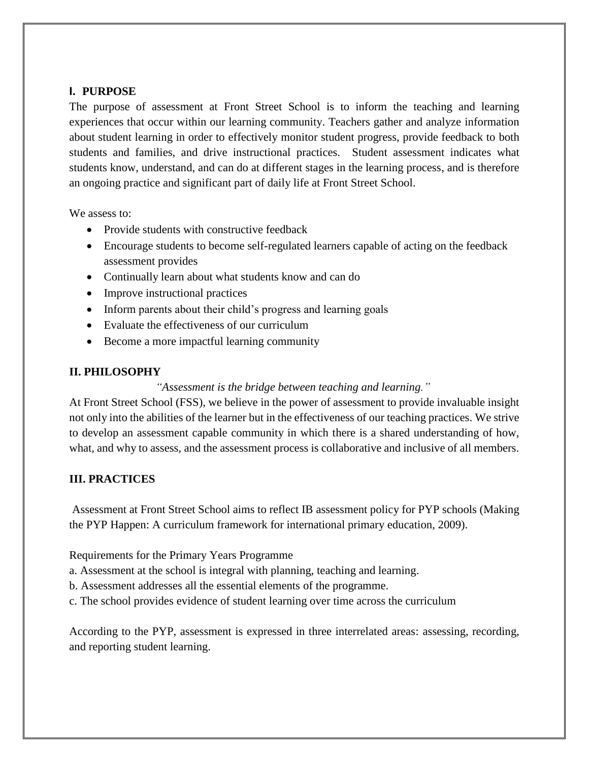## I. PURPOSE

The purpose of assessment at Front Street School is to inform the teaching and learning experiences that occur within our learning community. Teachers gather and analyze information about student learning in order to effectively monitor student progress, provide feedback to both students and families, and drive instructional practices. Student assessment indicates what students know, understand, and can do at different stages in the learning process, and is therefore an ongoing practice and significant part of daily life at Front Street School.

We assess to:

- Provide students with constructive feedback
- Encourage students to become self-regulated learners capable of acting on the feedback assessment provides
- Continually learn about what students know and can do
- Improve instructional practices
- Inform parents about their child's progress and learning goals
- Evaluate the effectiveness of our curriculum
- Become a more impactful learning community

## II. PHILOSOPHY

*"Assessment is the bridge between teaching and learning."*

At Front Street School (FSS), we believe in the power of assessment to provide invaluable insight not only into the abilities of the learner but in the effectiveness of our teaching practices. We strive to develop an assessment capable community in which there is a shared understanding of how, what, and why to assess, and the assessment process is collaborative and inclusive of all members.

## III. PRACTICES

Assessment at Front Street School aims to reflect IB assessment policy for PYP schools (Making the PYP Happen: A curriculum framework for international primary education, 2009).

Requirements for the Primary Years Programme

a. Assessment at the school is integral with planning, teaching and learning.

b. Assessment addresses all the essential elements of the programme.

c. The school provides evidence of student learning over time across the curriculum

According to the PYP, assessment is expressed in three interrelated areas: assessing, recording, and reporting student learning.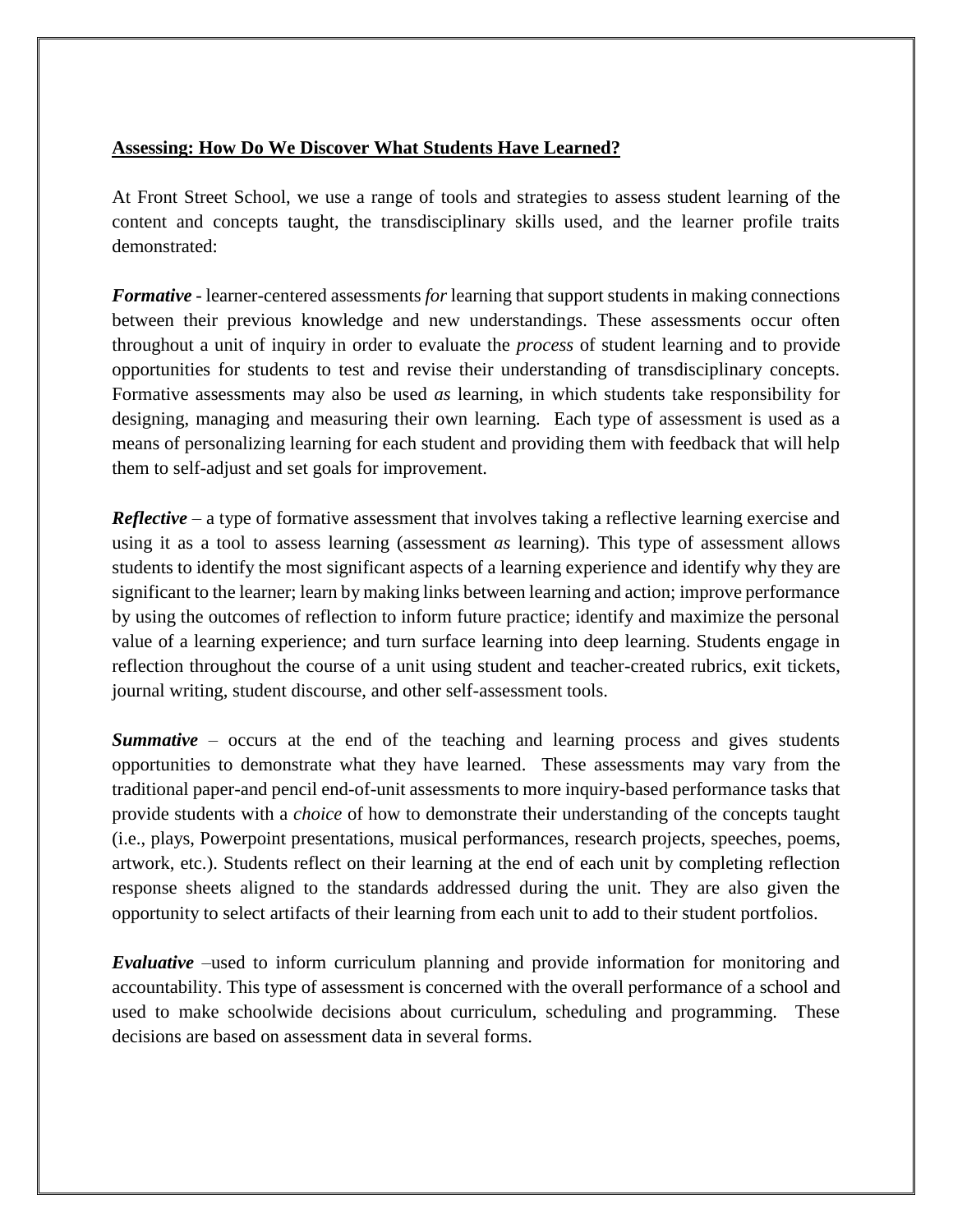**Assessing: How Do We Discover What Students Have Learned?**

At Front Street School, we use a range of tools and strategies to assess student learning of the content and concepts taught, the transdisciplinary skills used, and the learner profile traits demonstrated:

***Formative*** - learner-centered assessments *for* learning that support students in making connections between their previous knowledge and new understandings. These assessments occur often throughout a unit of inquiry in order to evaluate the *process* of student learning and to provide opportunities for students to test and revise their understanding of transdisciplinary concepts. Formative assessments may also be used *as* learning, in which students take responsibility for designing, managing and measuring their own learning. Each type of assessment is used as a means of personalizing learning for each student and providing them with feedback that will help them to self-adjust and set goals for improvement.

***Reflective*** – a type of formative assessment that involves taking a reflective learning exercise and using it as a tool to assess learning (assessment *as* learning). This type of assessment allows students to identify the most significant aspects of a learning experience and identify why they are significant to the learner; learn by making links between learning and action; improve performance by using the outcomes of reflection to inform future practice; identify and maximize the personal value of a learning experience; and turn surface learning into deep learning. Students engage in reflection throughout the course of a unit using student and teacher-created rubrics, exit tickets, journal writing, student discourse, and other self-assessment tools.

***Summative*** – occurs at the end of the teaching and learning process and gives students opportunities to demonstrate what they have learned. These assessments may vary from the traditional paper-and pencil end-of-unit assessments to more inquiry-based performance tasks that provide students with a *choice* of how to demonstrate their understanding of the concepts taught (i.e., plays, Powerpoint presentations, musical performances, research projects, speeches, poems, artwork, etc.). Students reflect on their learning at the end of each unit by completing reflection response sheets aligned to the standards addressed during the unit. They are also given the opportunity to select artifacts of their learning from each unit to add to their student portfolios.

***Evaluative*** –used to inform curriculum planning and provide information for monitoring and accountability. This type of assessment is concerned with the overall performance of a school and used to make schoolwide decisions about curriculum, scheduling and programming. These decisions are based on assessment data in several forms.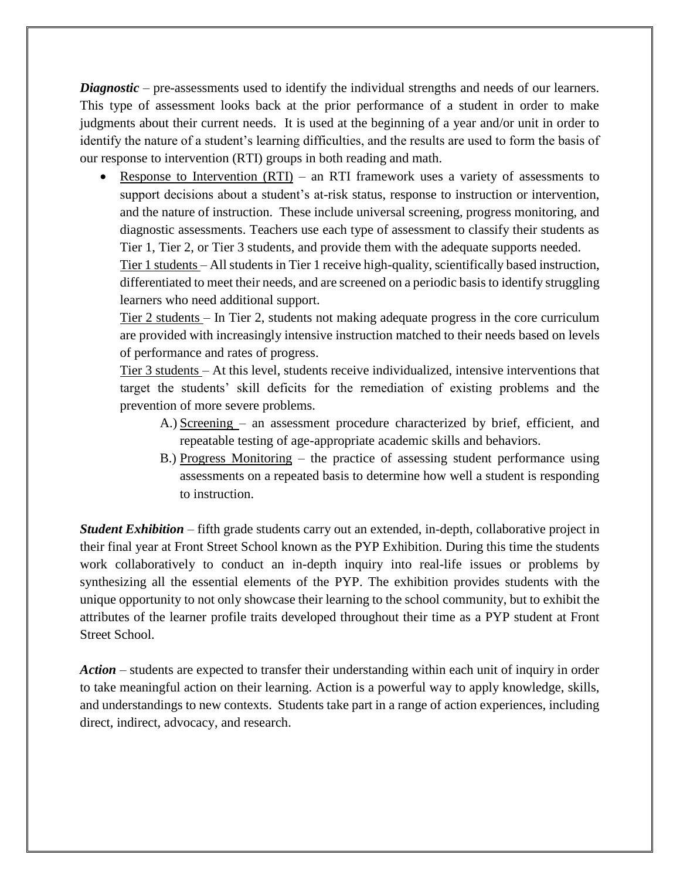***Diagnostic*** – pre-assessments used to identify the individual strengths and needs of our learners. This type of assessment looks back at the prior performance of a student in order to make judgments about their current needs. It is used at the beginning of a year and/or unit in order to identify the nature of a student's learning difficulties, and the results are used to form the basis of our response to intervention (RTI) groups in both reading and math.

- <u>Response to Intervention (RTI)</u> – an RTI framework uses a variety of assessments to support decisions about a student's at-risk status, response to instruction or intervention, and the nature of instruction. These include universal screening, progress monitoring, and diagnostic assessments. Teachers use each type of assessment to classify their students as Tier 1, Tier 2, or Tier 3 students, and provide them with the adequate supports needed.

  <u>Tier 1 students</u> – All students in Tier 1 receive high-quality, scientifically based instruction, differentiated to meet their needs, and are screened on a periodic basis to identify struggling learners who need additional support.

  <u>Tier 2 students</u> – In Tier 2, students not making adequate progress in the core curriculum are provided with increasingly intensive instruction matched to their needs based on levels of performance and rates of progress.

  <u>Tier 3 students</u> – At this level, students receive individualized, intensive interventions that target the students' skill deficits for the remediation of existing problems and the prevention of more severe problems.

  A.) <u>Screening</u> – an assessment procedure characterized by brief, efficient, and repeatable testing of age-appropriate academic skills and behaviors.

  B.) <u>Progress Monitoring</u> – the practice of assessing student performance using assessments on a repeated basis to determine how well a student is responding to instruction.

***Student Exhibition*** – fifth grade students carry out an extended, in-depth, collaborative project in their final year at Front Street School known as the PYP Exhibition. During this time the students work collaboratively to conduct an in-depth inquiry into real-life issues or problems by synthesizing all the essential elements of the PYP. The exhibition provides students with the unique opportunity to not only showcase their learning to the school community, but to exhibit the attributes of the learner profile traits developed throughout their time as a PYP student at Front Street School.

***Action*** – students are expected to transfer their understanding within each unit of inquiry in order to take meaningful action on their learning. Action is a powerful way to apply knowledge, skills, and understandings to new contexts. Students take part in a range of action experiences, including direct, indirect, advocacy, and research.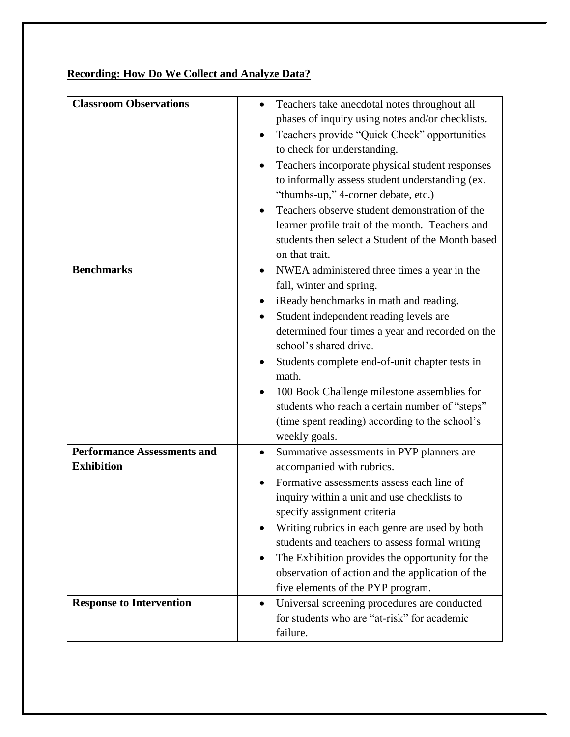**Recording: How Do We Collect and Analyze Data?**

| | |
|---|---|
| **Classroom Observations** | • Teachers take anecdotal notes throughout all phases of inquiry using notes and/or checklists.<br>• Teachers provide "Quick Check" opportunities to check for understanding.<br>• Teachers incorporate physical student responses to informally assess student understanding (ex. "thumbs-up," 4-corner debate, etc.)<br>• Teachers observe student demonstration of the learner profile trait of the month. Teachers and students then select a Student of the Month based on that trait. |
| **Benchmarks** | • NWEA administered three times a year in the fall, winter and spring.<br>• iReady benchmarks in math and reading.<br>• Student independent reading levels are determined four times a year and recorded on the school's shared drive.<br>• Students complete end-of-unit chapter tests in math.<br>• 100 Book Challenge milestone assemblies for students who reach a certain number of "steps" (time spent reading) according to the school's weekly goals. |
| **Performance Assessments and Exhibition** | • Summative assessments in PYP planners are accompanied with rubrics.<br>• Formative assessments assess each line of inquiry within a unit and use checklists to specify assignment criteria<br>• Writing rubrics in each genre are used by both students and teachers to assess formal writing<br>• The Exhibition provides the opportunity for the observation of action and the application of the five elements of the PYP program. |
| **Response to Intervention** | • Universal screening procedures are conducted for students who are "at-risk" for academic failure. |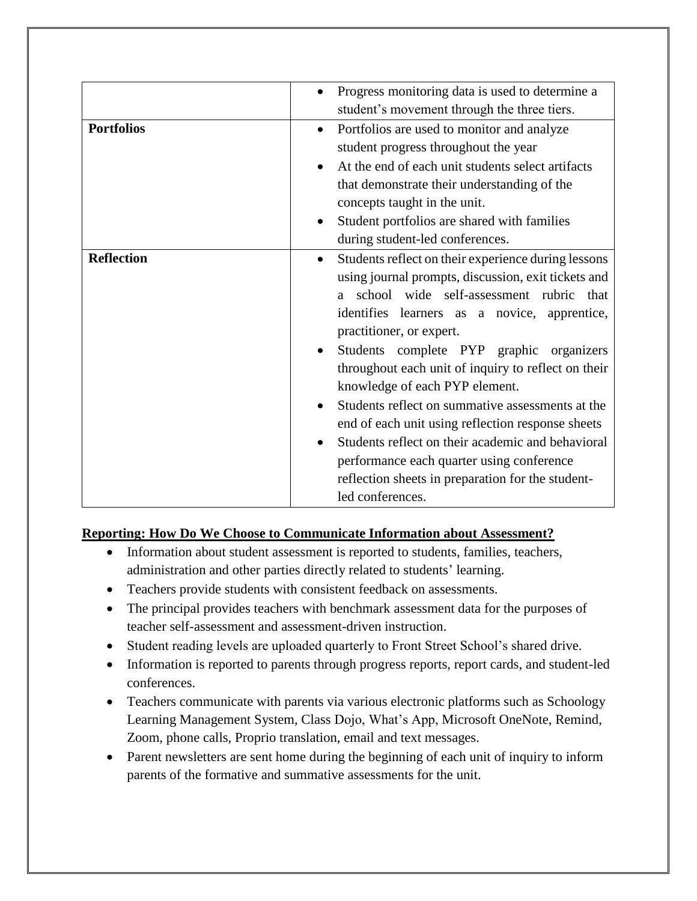| | |
|---|---|
| | • Progress monitoring data is used to determine a student's movement through the three tiers. |
| **Portfolios** | • Portfolios are used to monitor and analyze student progress throughout the year<br>• At the end of each unit students select artifacts that demonstrate their understanding of the concepts taught in the unit.<br>• Student portfolios are shared with families during student-led conferences. |
| **Reflection** | • Students reflect on their experience during lessons using journal prompts, discussion, exit tickets and a school wide self-assessment rubric that identifies learners as a novice, apprentice, practitioner, or expert.<br>• Students complete PYP graphic organizers throughout each unit of inquiry to reflect on their knowledge of each PYP element.<br>• Students reflect on summative assessments at the end of each unit using reflection response sheets<br>• Students reflect on their academic and behavioral performance each quarter using conference reflection sheets in preparation for the student-led conferences. |

**Reporting: How Do We Choose to Communicate Information about Assessment?**

- Information about student assessment is reported to students, families, teachers, administration and other parties directly related to students' learning.
- Teachers provide students with consistent feedback on assessments.
- The principal provides teachers with benchmark assessment data for the purposes of teacher self-assessment and assessment-driven instruction.
- Student reading levels are uploaded quarterly to Front Street School's shared drive.
- Information is reported to parents through progress reports, report cards, and student-led conferences.
- Teachers communicate with parents via various electronic platforms such as Schoology Learning Management System, Class Dojo, What's App, Microsoft OneNote, Remind, Zoom, phone calls, Proprio translation, email and text messages.
- Parent newsletters are sent home during the beginning of each unit of inquiry to inform parents of the formative and summative assessments for the unit.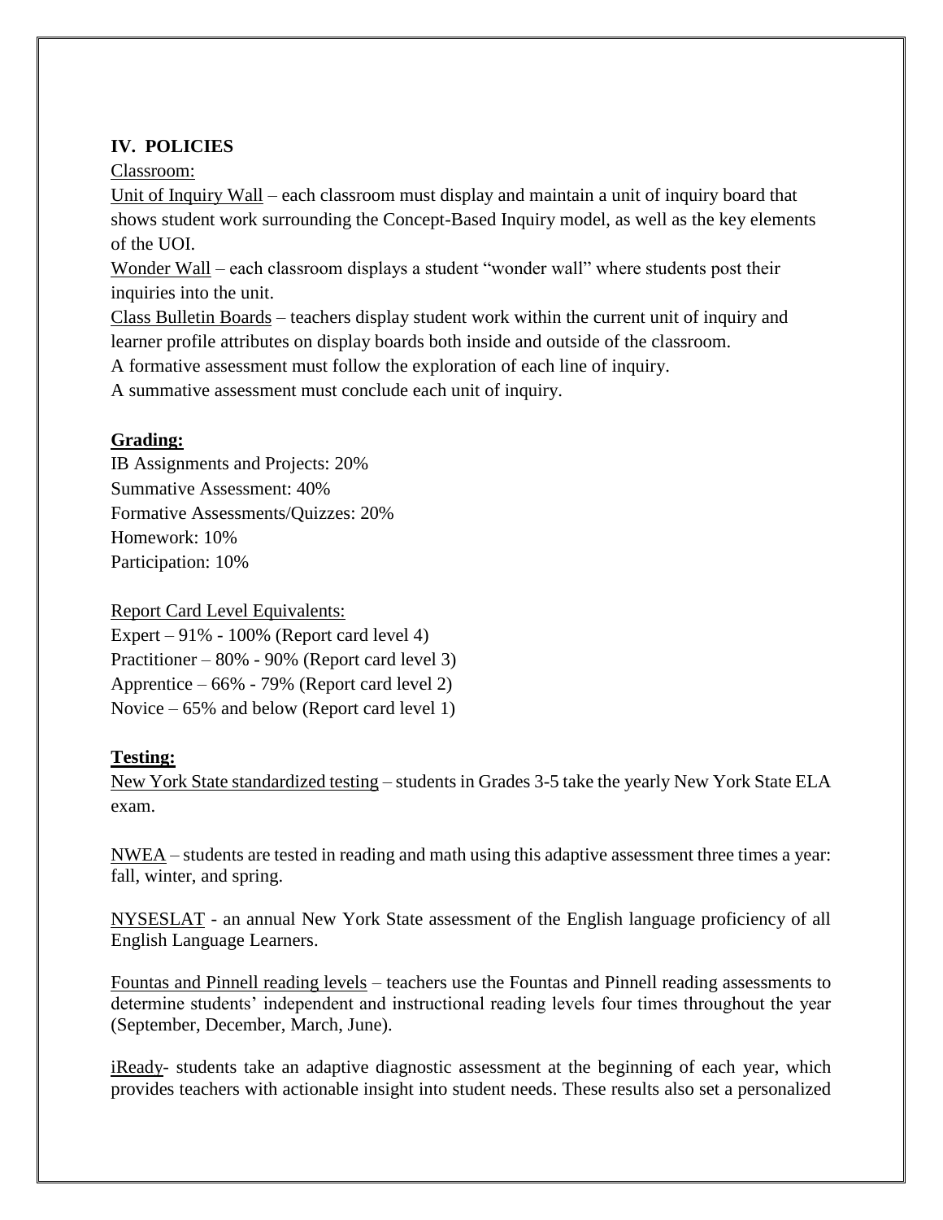## IV. POLICIES

Classroom:

Unit of Inquiry Wall – each classroom must display and maintain a unit of inquiry board that shows student work surrounding the Concept-Based Inquiry model, as well as the key elements of the UOI.

Wonder Wall – each classroom displays a student "wonder wall" where students post their inquiries into the unit.

Class Bulletin Boards – teachers display student work within the current unit of inquiry and learner profile attributes on display boards both inside and outside of the classroom.

A formative assessment must follow the exploration of each line of inquiry.

A summative assessment must conclude each unit of inquiry.

**Grading:**

IB Assignments and Projects: 20%
Summative Assessment: 40%
Formative Assessments/Quizzes: 20%
Homework: 10%
Participation: 10%

Report Card Level Equivalents:

Expert – 91% - 100% (Report card level 4)
Practitioner – 80% - 90% (Report card level 3)
Apprentice – 66% - 79% (Report card level 2)
Novice – 65% and below (Report card level 1)

**Testing:**

New York State standardized testing – students in Grades 3-5 take the yearly New York State ELA exam.

NWEA – students are tested in reading and math using this adaptive assessment three times a year: fall, winter, and spring.

NYSESLAT - an annual New York State assessment of the English language proficiency of all English Language Learners.

Fountas and Pinnell reading levels – teachers use the Fountas and Pinnell reading assessments to determine students' independent and instructional reading levels four times throughout the year (September, December, March, June).

iReady- students take an adaptive diagnostic assessment at the beginning of each year, which provides teachers with actionable insight into student needs. These results also set a personalized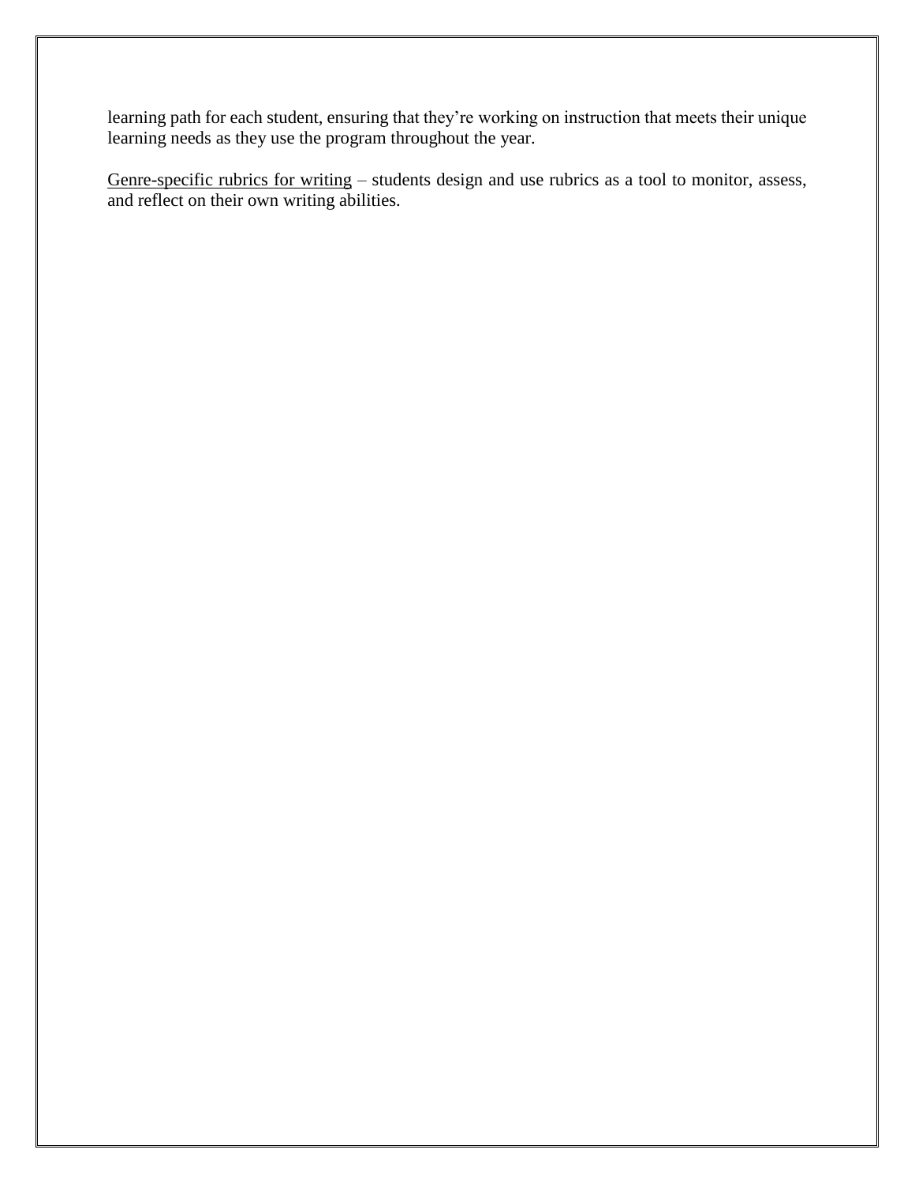learning path for each student, ensuring that they're working on instruction that meets their unique learning needs as they use the program throughout the year.

<u>Genre-specific rubrics for writing</u> – students design and use rubrics as a tool to monitor, assess, and reflect on their own writing abilities.